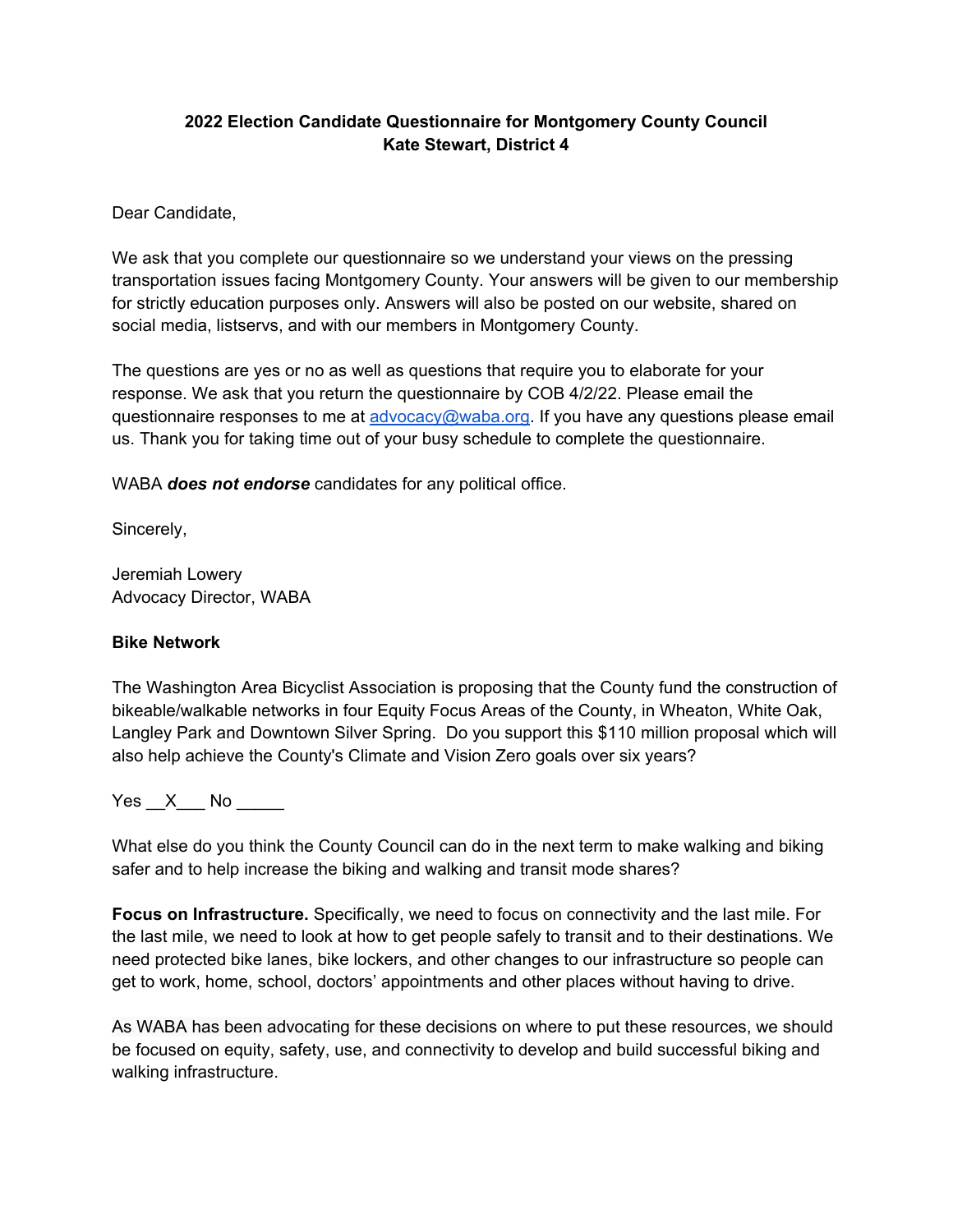**2022 Election Candidate Questionnaire for Montgomery County Council**
**Kate Stewart, District 4**

Dear Candidate,

We ask that you complete our questionnaire so we understand your views on the pressing transportation issues facing Montgomery County. Your answers will be given to our membership for strictly education purposes only. Answers will also be posted on our website, shared on social media, listservs, and with our members in Montgomery County.

The questions are yes or no as well as questions that require you to elaborate for your response. We ask that you return the questionnaire by COB 4/2/22. Please email the questionnaire responses to me at advocacy@waba.org. If you have any questions please email us. Thank you for taking time out of your busy schedule to complete the questionnaire.

WABA ***does not endorse*** candidates for any political office.

Sincerely,

Jeremiah Lowery
Advocacy Director, WABA

**Bike Network**

The Washington Area Bicyclist Association is proposing that the County fund the construction of bikeable/walkable networks in four Equity Focus Areas of the County, in Wheaton, White Oak, Langley Park and Downtown Silver Spring. Do you support this $110 million proposal which will also help achieve the County's Climate and Vision Zero goals over six years?

Yes __X___ No _____

What else do you think the County Council can do in the next term to make walking and biking safer and to help increase the biking and walking and transit mode shares?

**Focus on Infrastructure.** Specifically, we need to focus on connectivity and the last mile. For the last mile, we need to look at how to get people safely to transit and to their destinations. We need protected bike lanes, bike lockers, and other changes to our infrastructure so people can get to work, home, school, doctors' appointments and other places without having to drive.

As WABA has been advocating for these decisions on where to put these resources, we should be focused on equity, safety, use, and connectivity to develop and build successful biking and walking infrastructure.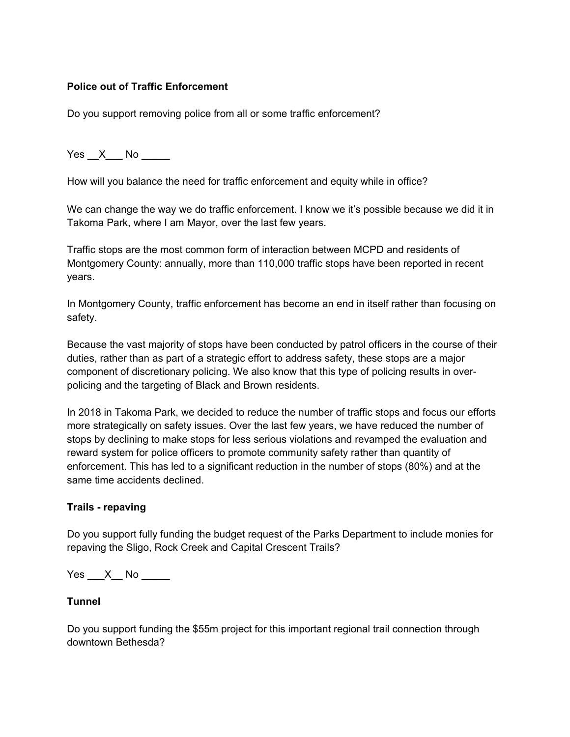**Police out of Traffic Enforcement**

Do you support removing police from all or some traffic enforcement?

Yes \_\_X\_\_\_ No \_\_\_\_\_

How will you balance the need for traffic enforcement and equity while in office?

We can change the way we do traffic enforcement. I know we it's possible because we did it in Takoma Park, where I am Mayor, over the last few years.

Traffic stops are the most common form of interaction between MCPD and residents of Montgomery County: annually, more than 110,000 traffic stops have been reported in recent years.

In Montgomery County, traffic enforcement has become an end in itself rather than focusing on safety.

Because the vast majority of stops have been conducted by patrol officers in the course of their duties, rather than as part of a strategic effort to address safety, these stops are a major component of discretionary policing. We also know that this type of policing results in over-policing and the targeting of Black and Brown residents.

In 2018 in Takoma Park, we decided to reduce the number of traffic stops and focus our efforts more strategically on safety issues. Over the last few years, we have reduced the number of stops by declining to make stops for less serious violations and revamped the evaluation and reward system for police officers to promote community safety rather than quantity of enforcement. This has led to a significant reduction in the number of stops (80%) and at the same time accidents declined.

**Trails - repaving**

Do you support fully funding the budget request of the Parks Department to include monies for repaving the Sligo, Rock Creek and Capital Crescent Trails?

Yes \_\_\_X\_\_ No \_\_\_\_\_

**Tunnel**

Do you support funding the $55m project for this important regional trail connection through downtown Bethesda?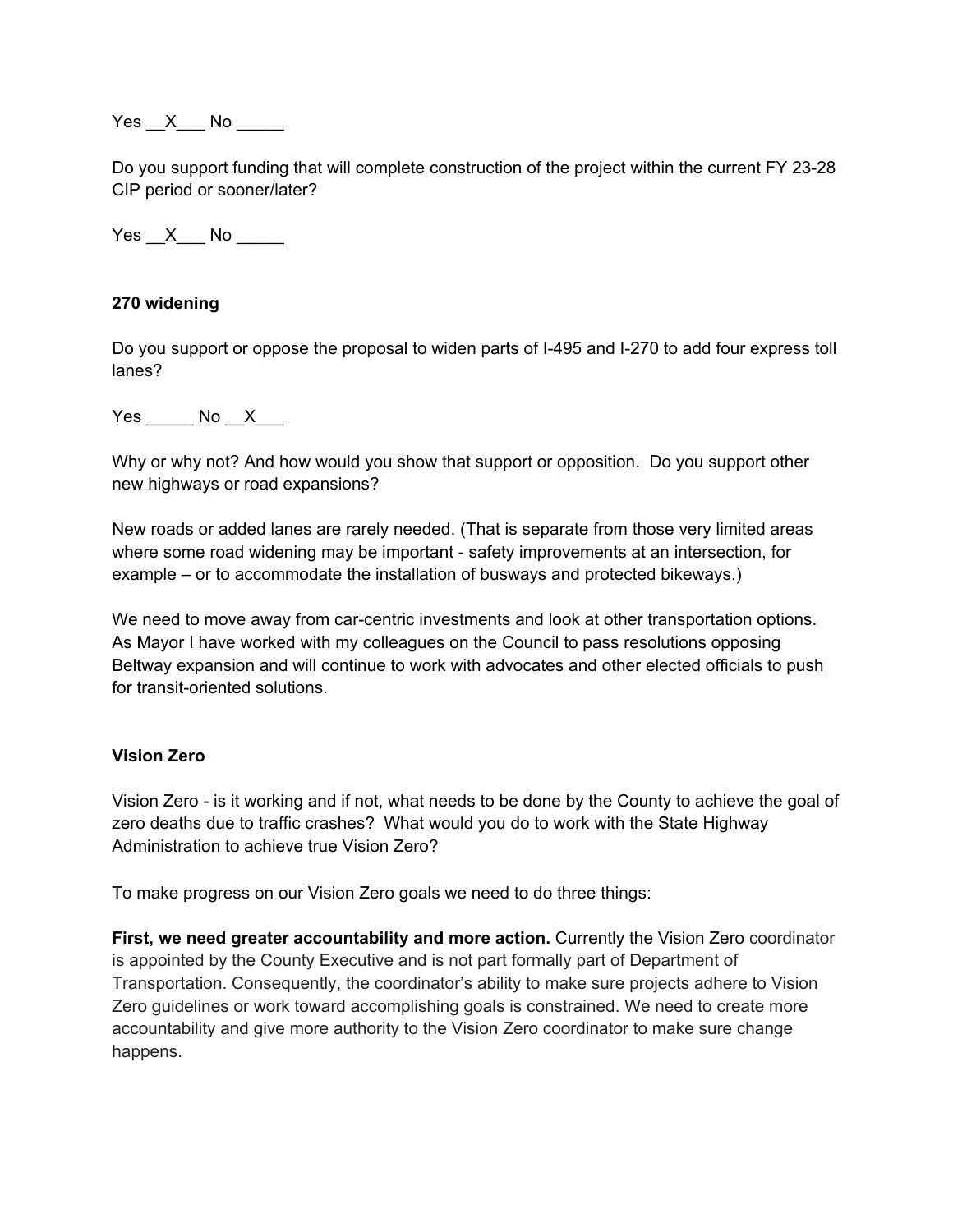Yes __X___ No _____

Do you support funding that will complete construction of the project within the current FY 23-28 CIP period or sooner/later?

Yes __X___ No _____

**270 widening**

Do you support or oppose the proposal to widen parts of I-495 and I-270 to add four express toll lanes?

Yes _____ No __X___

Why or why not? And how would you show that support or opposition. Do you support other new highways or road expansions?

New roads or added lanes are rarely needed. (That is separate from those very limited areas where some road widening may be important - safety improvements at an intersection, for example – or to accommodate the installation of busways and protected bikeways.)

We need to move away from car-centric investments and look at other transportation options. As Mayor I have worked with my colleagues on the Council to pass resolutions opposing Beltway expansion and will continue to work with advocates and other elected officials to push for transit-oriented solutions.

**Vision Zero**

Vision Zero - is it working and if not, what needs to be done by the County to achieve the goal of zero deaths due to traffic crashes? What would you do to work with the State Highway Administration to achieve true Vision Zero?

To make progress on our Vision Zero goals we need to do three things:

**First, we need greater accountability and more action.** Currently the Vision Zero coordinator is appointed by the County Executive and is not part formally part of Department of Transportation. Consequently, the coordinator's ability to make sure projects adhere to Vision Zero guidelines or work toward accomplishing goals is constrained. We need to create more accountability and give more authority to the Vision Zero coordinator to make sure change happens.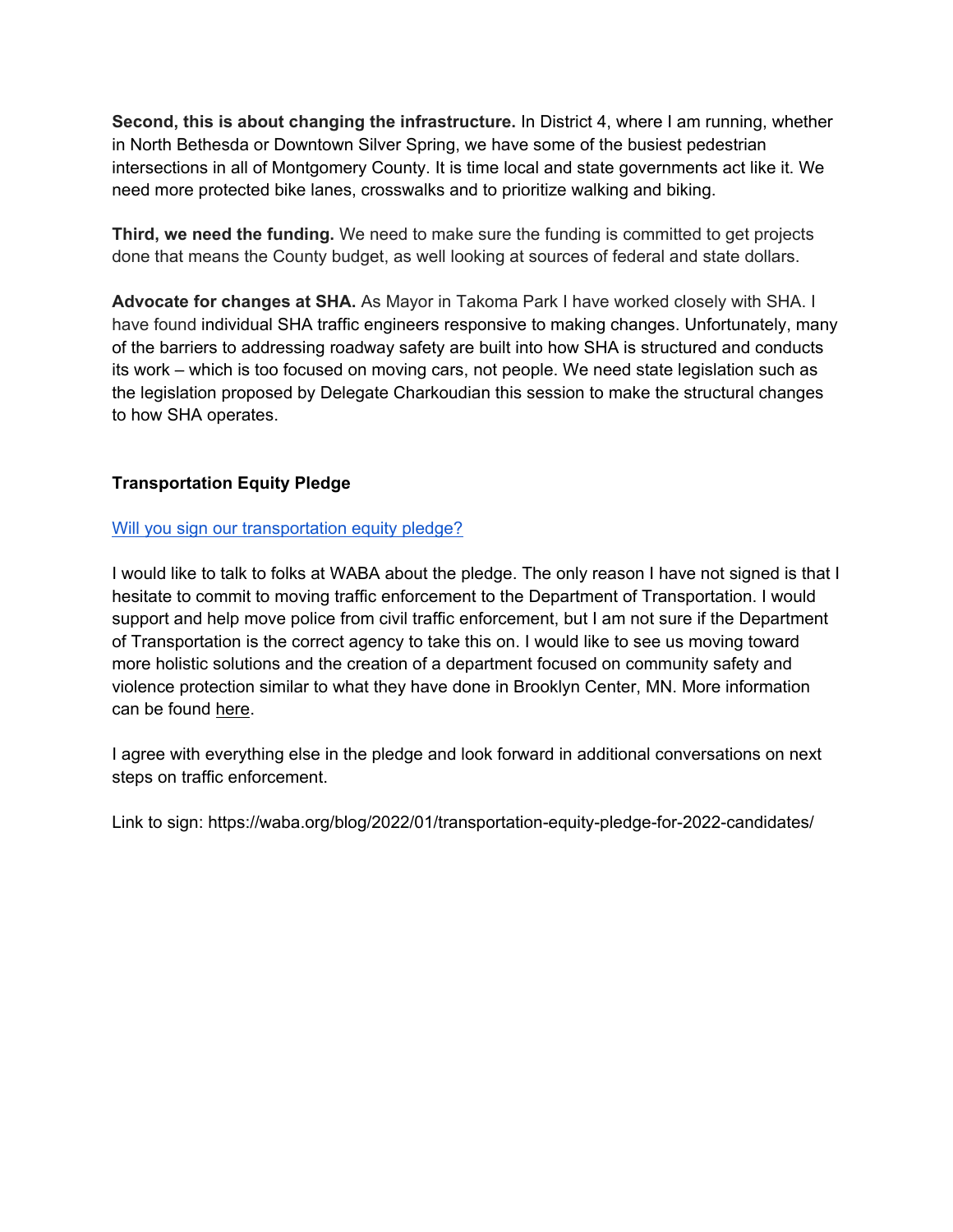**Second, this is about changing the infrastructure.** In District 4, where I am running, whether in North Bethesda or Downtown Silver Spring, we have some of the busiest pedestrian intersections in all of Montgomery County. It is time local and state governments act like it. We need more protected bike lanes, crosswalks and to prioritize walking and biking.

**Third, we need the funding.** We need to make sure the funding is committed to get projects done that means the County budget, as well looking at sources of federal and state dollars.

**Advocate for changes at SHA.** As Mayor in Takoma Park I have worked closely with SHA. I have found individual SHA traffic engineers responsive to making changes. Unfortunately, many of the barriers to addressing roadway safety are built into how SHA is structured and conducts its work – which is too focused on moving cars, not people. We need state legislation such as the legislation proposed by Delegate Charkoudian this session to make the structural changes to how SHA operates.

### Transportation Equity Pledge

Will you sign our transportation equity pledge?

I would like to talk to folks at WABA about the pledge. The only reason I have not signed is that I hesitate to commit to moving traffic enforcement to the Department of Transportation. I would support and help move police from civil traffic enforcement, but I am not sure if the Department of Transportation is the correct agency to take this on. I would like to see us moving toward more holistic solutions and the creation of a department focused on community safety and violence protection similar to what they have done in Brooklyn Center, MN. More information can be found here.

I agree with everything else in the pledge and look forward in additional conversations on next steps on traffic enforcement.

Link to sign: https://waba.org/blog/2022/01/transportation-equity-pledge-for-2022-candidates/